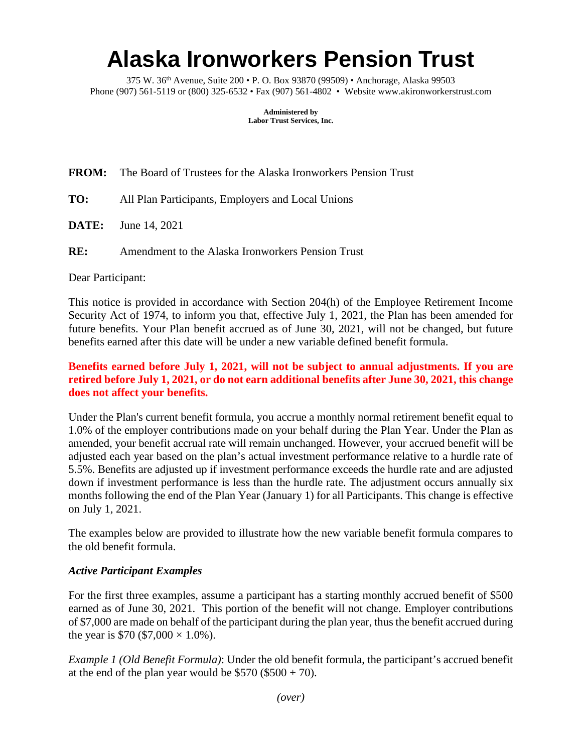# Alaska Ironworkers Pension Trust

375 W. 36th Avenue, Suite 200 • P. O. Box 93870 (99509) • Anchorage, Alaska 99503
Phone (907) 561-5119 or (800) 325-6532 • Fax (907) 561-4802 • Website www.akironworkerstrust.com

**Administered by**
**Labor Trust Services, Inc.**

**FROM:** The Board of Trustees for the Alaska Ironworkers Pension Trust

**TO:** All Plan Participants, Employers and Local Unions

**DATE:** June 14, 2021

**RE:** Amendment to the Alaska Ironworkers Pension Trust

Dear Participant:

This notice is provided in accordance with Section 204(h) of the Employee Retirement Income Security Act of 1974, to inform you that, effective July 1, 2021, the Plan has been amended for future benefits. Your Plan benefit accrued as of June 30, 2021, will not be changed, but future benefits earned after this date will be under a new variable defined benefit formula.

**Benefits earned before July 1, 2021, will not be subject to annual adjustments. If you are retired before July 1, 2021, or do not earn additional benefits after June 30, 2021, this change does not affect your benefits.**

Under the Plan's current benefit formula, you accrue a monthly normal retirement benefit equal to 1.0% of the employer contributions made on your behalf during the Plan Year. Under the Plan as amended, your benefit accrual rate will remain unchanged. However, your accrued benefit will be adjusted each year based on the plan's actual investment performance relative to a hurdle rate of 5.5%. Benefits are adjusted up if investment performance exceeds the hurdle rate and are adjusted down if investment performance is less than the hurdle rate. The adjustment occurs annually six months following the end of the Plan Year (January 1) for all Participants. This change is effective on July 1, 2021.

The examples below are provided to illustrate how the new variable benefit formula compares to the old benefit formula.

### *Active Participant Examples*

For the first three examples, assume a participant has a starting monthly accrued benefit of $500 earned as of June 30, 2021. This portion of the benefit will not change. Employer contributions of $7,000 are made on behalf of the participant during the plan year, thus the benefit accrued during the year is $70 ($7,000 × 1.0%).

*Example 1 (Old Benefit Formula)*: Under the old benefit formula, the participant's accrued benefit at the end of the plan year would be $570 ($500 + 70).

*(over)*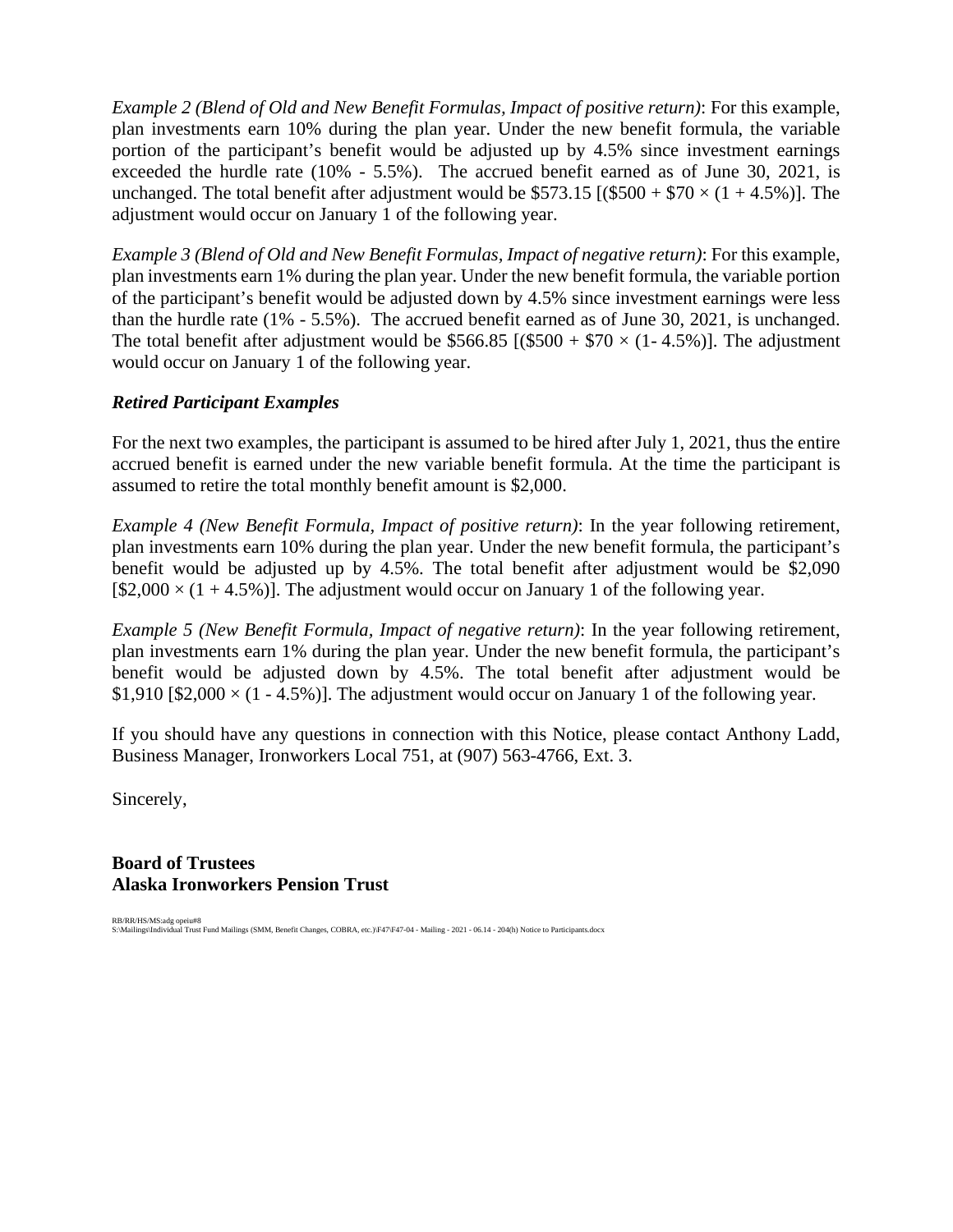*Example 2 (Blend of Old and New Benefit Formulas, Impact of positive return)*: For this example, plan investments earn 10% during the plan year. Under the new benefit formula, the variable portion of the participant's benefit would be adjusted up by 4.5% since investment earnings exceeded the hurdle rate (10% - 5.5%). The accrued benefit earned as of June 30, 2021, is unchanged. The total benefit after adjustment would be $573.15 [($500 + $70 × (1 + 4.5%)]. The adjustment would occur on January 1 of the following year.

*Example 3 (Blend of Old and New Benefit Formulas, Impact of negative return)*: For this example, plan investments earn 1% during the plan year. Under the new benefit formula, the variable portion of the participant's benefit would be adjusted down by 4.5% since investment earnings were less than the hurdle rate (1% - 5.5%). The accrued benefit earned as of June 30, 2021, is unchanged. The total benefit after adjustment would be $566.85 [($500 + $70 × (1- 4.5%)]. The adjustment would occur on January 1 of the following year.

***Retired Participant Examples***

For the next two examples, the participant is assumed to be hired after July 1, 2021, thus the entire accrued benefit is earned under the new variable benefit formula. At the time the participant is assumed to retire the total monthly benefit amount is $2,000.

*Example 4 (New Benefit Formula, Impact of positive return)*: In the year following retirement, plan investments earn 10% during the plan year. Under the new benefit formula, the participant's benefit would be adjusted up by 4.5%. The total benefit after adjustment would be $2,090 [$2,000 × (1 + 4.5%)]. The adjustment would occur on January 1 of the following year.

*Example 5 (New Benefit Formula, Impact of negative return)*: In the year following retirement, plan investments earn 1% during the plan year. Under the new benefit formula, the participant's benefit would be adjusted down by 4.5%. The total benefit after adjustment would be $1,910 [$2,000 × (1 - 4.5%)]. The adjustment would occur on January 1 of the following year.

If you should have any questions in connection with this Notice, please contact Anthony Ladd, Business Manager, Ironworkers Local 751, at (907) 563-4766, Ext. 3.

Sincerely,

**Board of Trustees**
**Alaska Ironworkers Pension Trust**

RB/RR/HS/MS:adg opeiu#8
S:\Mailings\Individual Trust Fund Mailings (SMM, Benefit Changes, COBRA, etc.)\F47\F47-04 - Mailing - 2021 - 06.14 - 204(h) Notice to Participants.docx